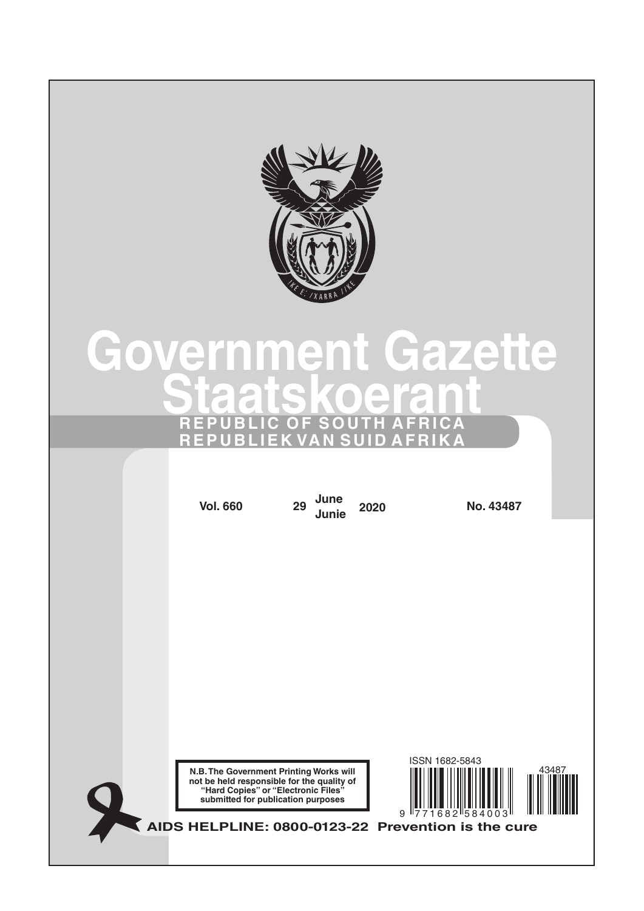# Government Gazette

# Staatskoerant

**REPUBLIC OF SOUTH AFRICA**

**REPUBLIEK VAN SUID AFRIKA**

**Vol. 660** | **29 June / Junie 2020** | **No. 43487**

**N.B. The Government Printing Works will not be held responsible for the quality of "Hard Copies" or "Electronic Files" submitted for publication purposes**

ISSN 1682-5843

43487

9 771682 584003

**AIDS HELPLINE: 0800-0123-22 Prevention is the cure**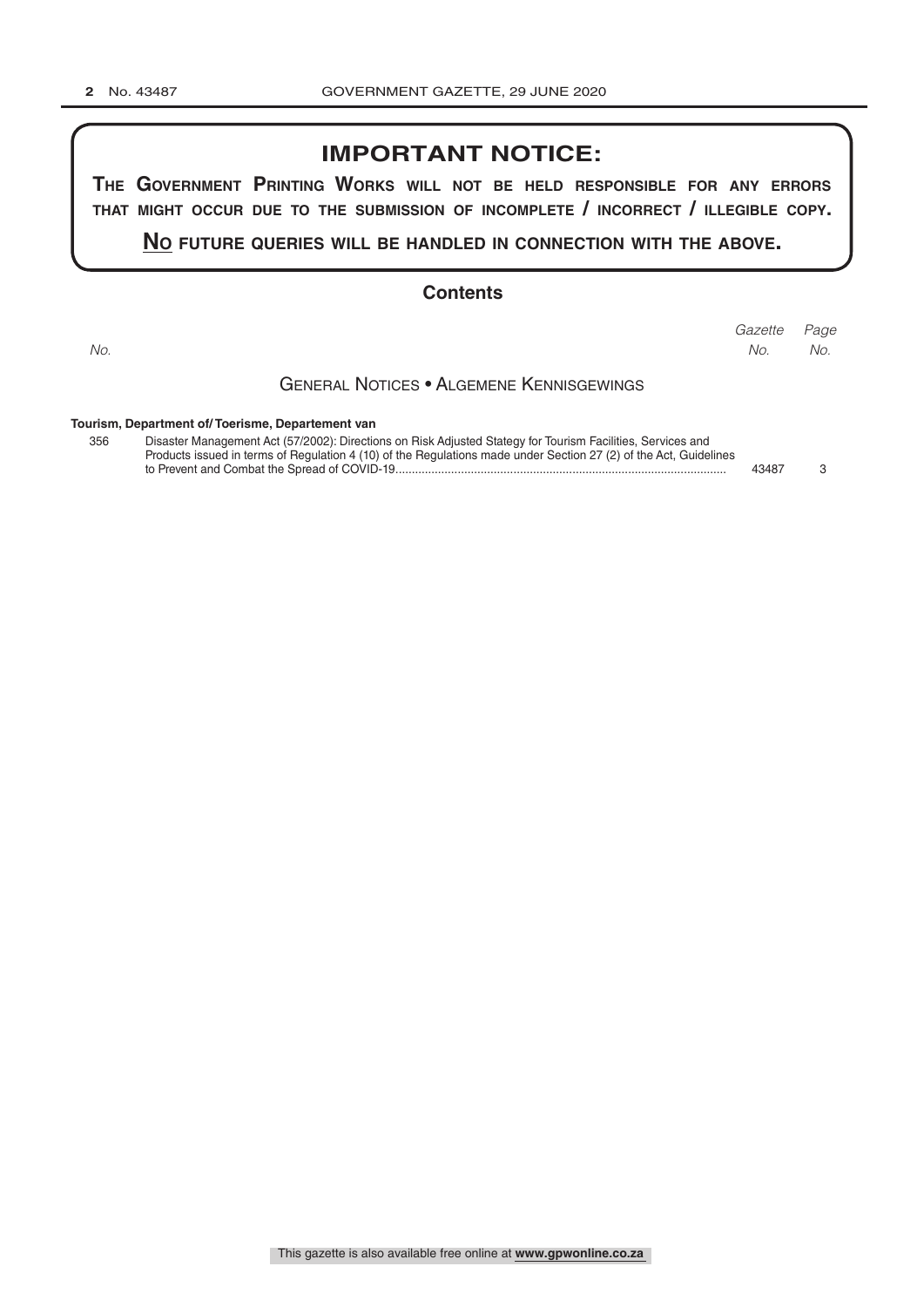## IMPORTANT NOTICE:

**THE GOVERNMENT PRINTING WORKS WILL NOT BE HELD RESPONSIBLE FOR ANY ERRORS THAT MIGHT OCCUR DUE TO THE SUBMISSION OF INCOMPLETE / INCORRECT / ILLEGIBLE COPY.**

**NO FUTURE QUERIES WILL BE HANDLED IN CONNECTION WITH THE ABOVE.**

## Contents

| *No.* | | *Gazette No.* | *Page No.* |
|---|---|---|---|
| | **GENERAL NOTICES • ALGEMENE KENNISGEWINGS** | | |
| | **Tourism, Department of/ Toerisme, Departement van** | | |
| 356 | Disaster Management Act (57/2002): Directions on Risk Adjusted Stategy for Tourism Facilities, Services and Products issued in terms of Regulation 4 (10) of the Regulations made under Section 27 (2) of the Act, Guidelines to Prevent and Combat the Spread of COVID-19 | 43487 | 3 |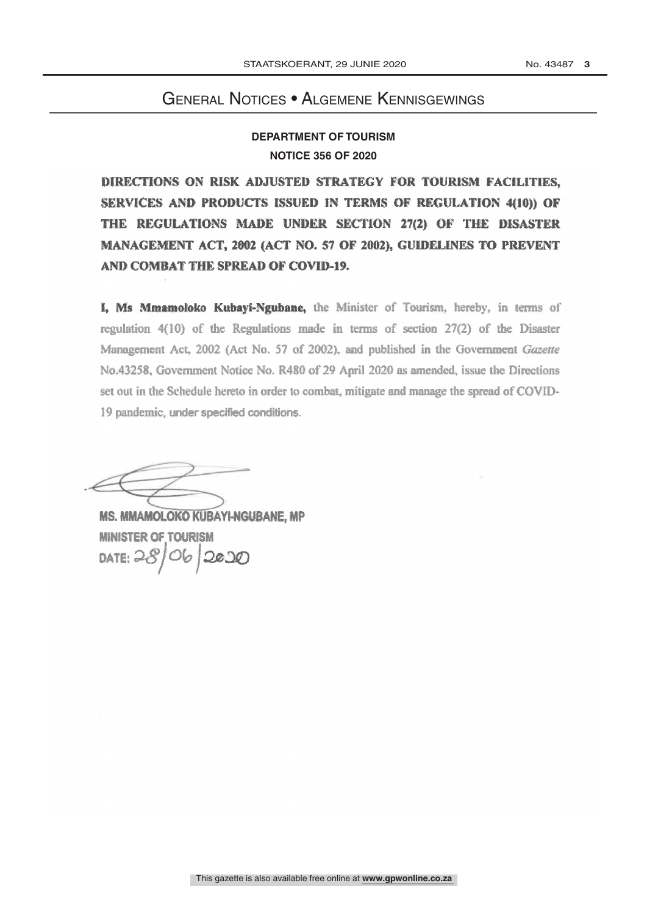# General Notices • Algemene Kennisgewings

## DEPARTMENT OF TOURISM

## NOTICE 356 OF 2020

**DIRECTIONS ON RISK ADJUSTED STRATEGY FOR TOURISM FACILITIES, SERVICES AND PRODUCTS ISSUED IN TERMS OF REGULATION 4(10)) OF THE REGULATIONS MADE UNDER SECTION 27(2) OF THE DISASTER MANAGEMENT ACT, 2002 (ACT NO. 57 OF 2002), GUIDELINES TO PREVENT AND COMBAT THE SPREAD OF COVID-19.**

**I, Ms Mmamoloko Kubayi-Ngubane,** the Minister of Tourism, hereby, in terms of regulation 4(10) of the Regulations made in terms of section 27(2) of the Disaster Management Act, 2002 (Act No. 57 of 2002), and published in the Government *Gazette* No.43258, Government Notice No. R480 of 29 April 2020 as amended, issue the Directions set out in the Schedule hereto in order to combat, mitigate and manage the spread of COVID-19 pandemic, under specified conditions.

**MS. MMAMOLOKO KUBAYI-NGUBANE, MP**
**MINISTER OF TOURISM**
DATE: 28/06/2020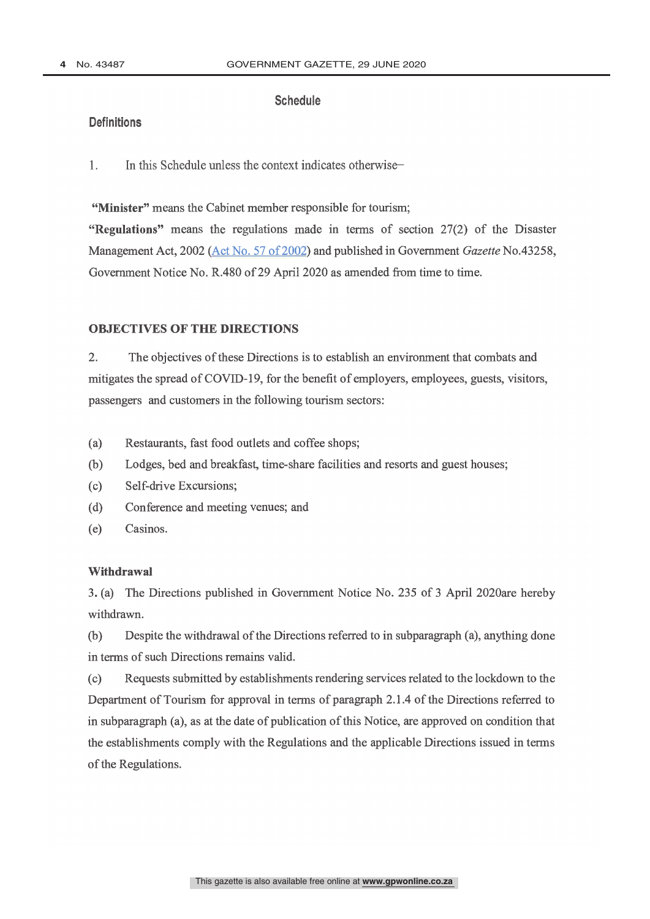## Schedule

### Definitions

1. In this Schedule unless the context indicates otherwise–

**"Minister"** means the Cabinet member responsible for tourism;

**"Regulations"** means the regulations made in terms of section 27(2) of the Disaster Management Act, 2002 (Act No. 57 of 2002) and published in Government *Gazette* No.43258, Government Notice No. R.480 of 29 April 2020 as amended from time to time.

### OBJECTIVES OF THE DIRECTIONS

2. The objectives of these Directions is to establish an environment that combats and mitigates the spread of COVID-19, for the benefit of employers, employees, guests, visitors, passengers and customers in the following tourism sectors:

(a) Restaurants, fast food outlets and coffee shops;

(b) Lodges, bed and breakfast, time-share facilities and resorts and guest houses;

(c) Self-drive Excursions;

(d) Conference and meeting venues; and

(e) Casinos.

### Withdrawal

3. (a) The Directions published in Government Notice No. 235 of 3 April 2020are hereby withdrawn.

(b) Despite the withdrawal of the Directions referred to in subparagraph (a), anything done in terms of such Directions remains valid.

(c) Requests submitted by establishments rendering services related to the lockdown to the Department of Tourism for approval in terms of paragraph 2.1.4 of the Directions referred to in subparagraph (a), as at the date of publication of this Notice, are approved on condition that the establishments comply with the Regulations and the applicable Directions issued in terms of the Regulations.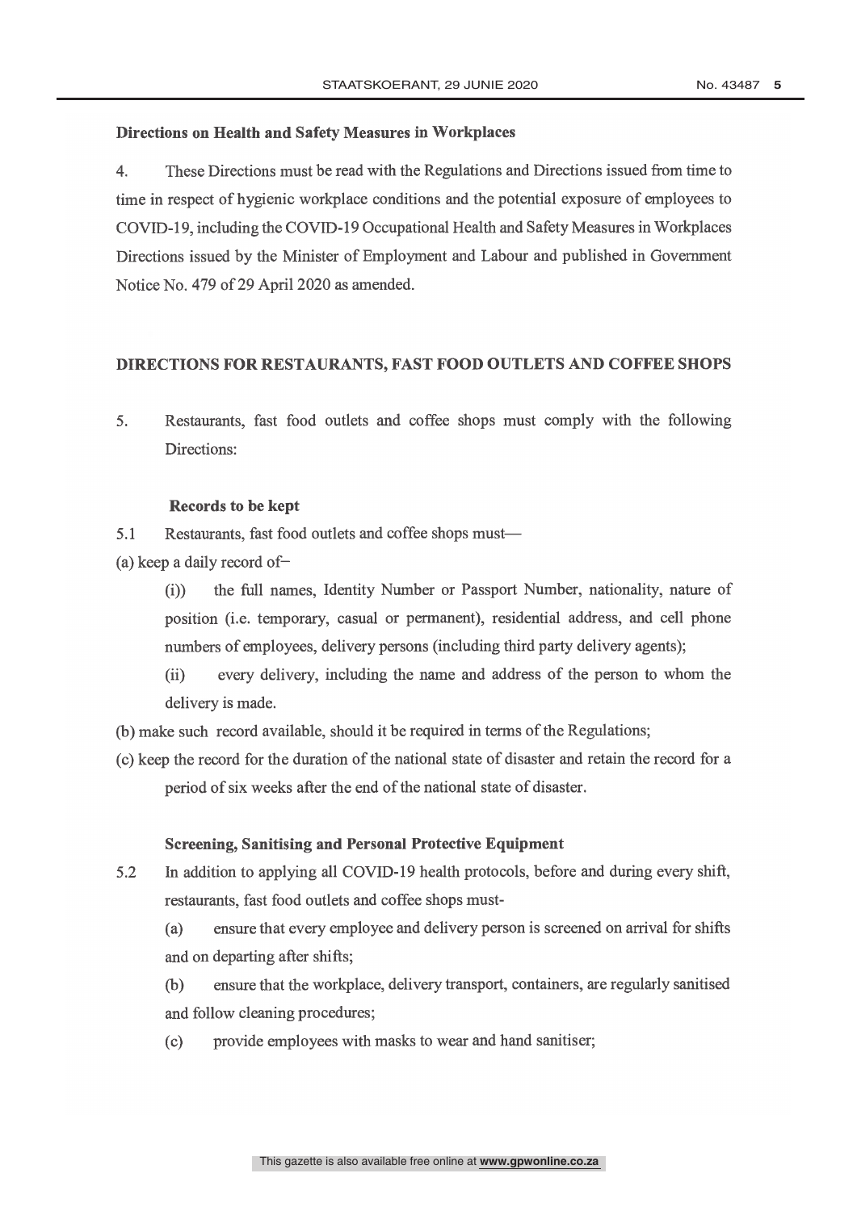**Directions on Health and Safety Measures in Workplaces**

4. These Directions must be read with the Regulations and Directions issued from time to time in respect of hygienic workplace conditions and the potential exposure of employees to COVID-19, including the COVID-19 Occupational Health and Safety Measures in Workplaces Directions issued by the Minister of Employment and Labour and published in Government Notice No. 479 of 29 April 2020 as amended.

## DIRECTIONS FOR RESTAURANTS, FAST FOOD OUTLETS AND COFFEE SHOPS

5. Restaurants, fast food outlets and coffee shops must comply with the following Directions:

**Records to be kept**

5.1 Restaurants, fast food outlets and coffee shops must—

(a) keep a daily record of–

(i)) the full names, Identity Number or Passport Number, nationality, nature of position (i.e. temporary, casual or permanent), residential address, and cell phone numbers of employees, delivery persons (including third party delivery agents);

(ii) every delivery, including the name and address of the person to whom the delivery is made.

(b) make such record available, should it be required in terms of the Regulations;

(c) keep the record for the duration of the national state of disaster and retain the record for a period of six weeks after the end of the national state of disaster.

**Screening, Sanitising and Personal Protective Equipment**

5.2 In addition to applying all COVID-19 health protocols, before and during every shift, restaurants, fast food outlets and coffee shops must-

(a) ensure that every employee and delivery person is screened on arrival for shifts and on departing after shifts;

(b) ensure that the workplace, delivery transport, containers, are regularly sanitised and follow cleaning procedures;

(c) provide employees with masks to wear and hand sanitiser;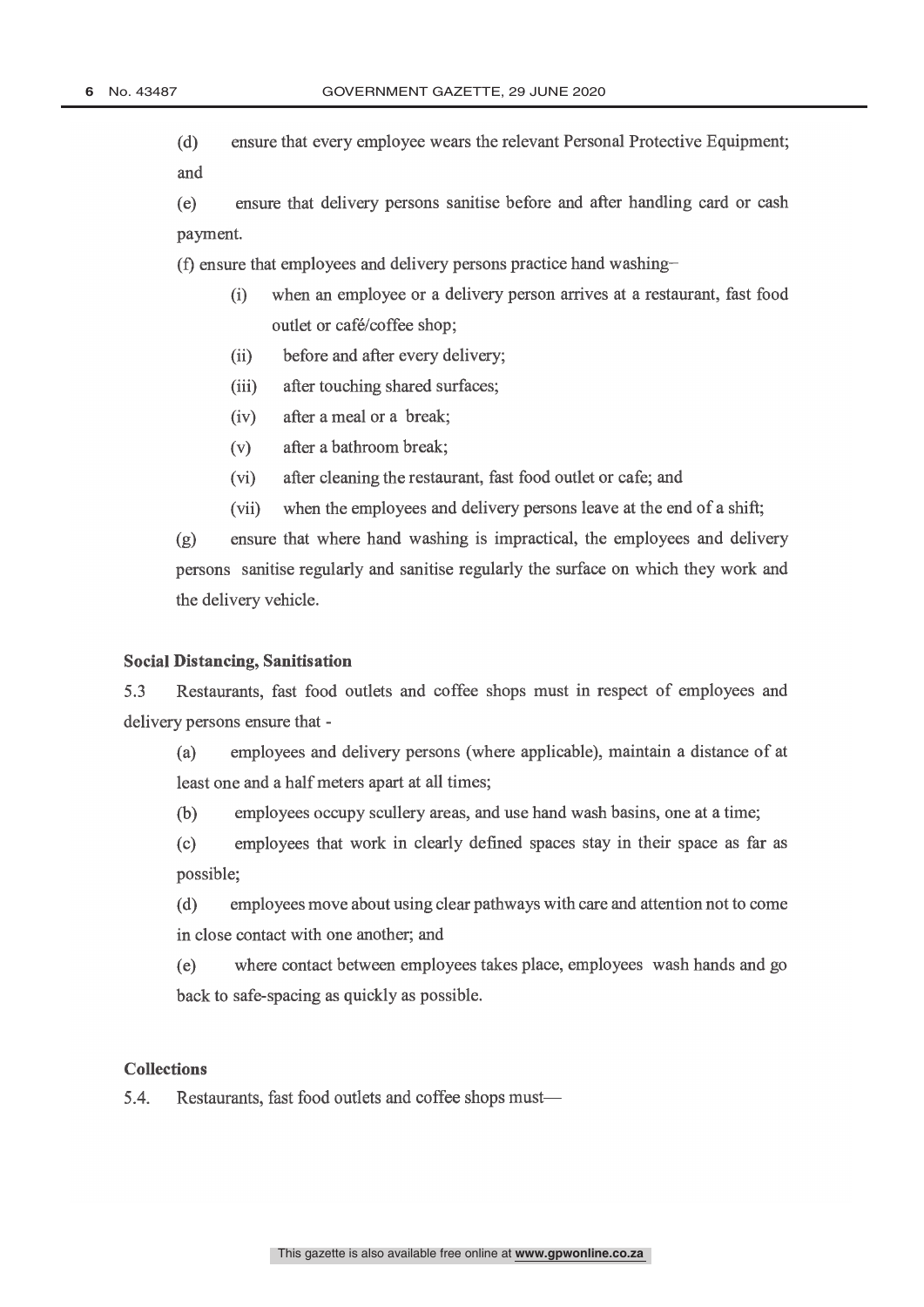(d) ensure that every employee wears the relevant Personal Protective Equipment; and

(e) ensure that delivery persons sanitise before and after handling card or cash payment.

(f) ensure that employees and delivery persons practice hand washing–

- (i) when an employee or a delivery person arrives at a restaurant, fast food outlet or café/coffee shop;
- (ii) before and after every delivery;
- (iii) after touching shared surfaces;
- (iv) after a meal or a break;
- (v) after a bathroom break;
- (vi) after cleaning the restaurant, fast food outlet or cafe; and
- (vii) when the employees and delivery persons leave at the end of a shift;

(g) ensure that where hand washing is impractical, the employees and delivery persons sanitise regularly and sanitise regularly the surface on which they work and the delivery vehicle.

**Social Distancing, Sanitisation**

5.3 Restaurants, fast food outlets and coffee shops must in respect of employees and delivery persons ensure that -

(a) employees and delivery persons (where applicable), maintain a distance of at least one and a half meters apart at all times;

(b) employees occupy scullery areas, and use hand wash basins, one at a time;

(c) employees that work in clearly defined spaces stay in their space as far as possible;

(d) employees move about using clear pathways with care and attention not to come in close contact with one another; and

(e) where contact between employees takes place, employees wash hands and go back to safe-spacing as quickly as possible.

**Collections**

5.4. Restaurants, fast food outlets and coffee shops must—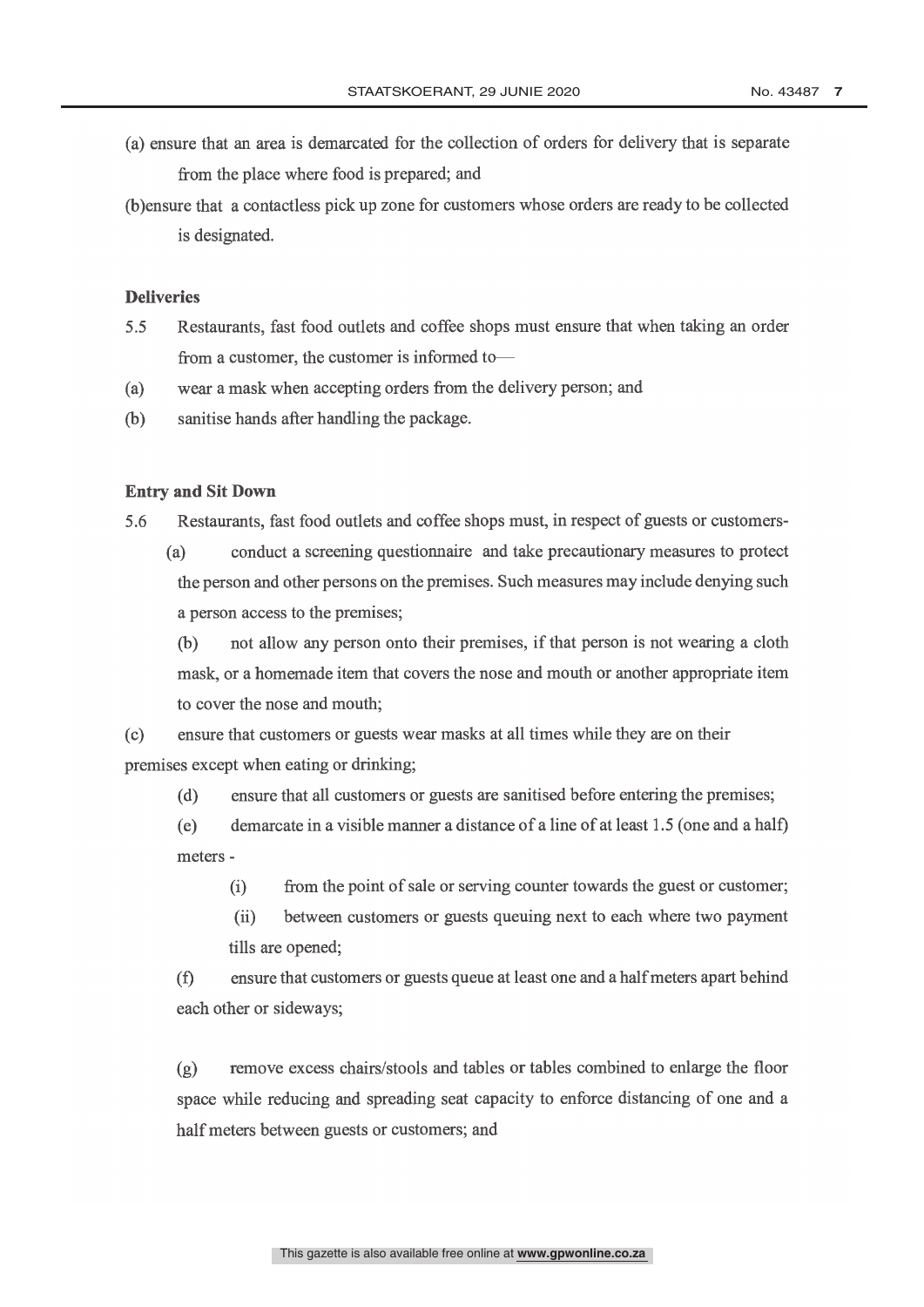(a) ensure that an area is demarcated for the collection of orders for delivery that is separate from the place where food is prepared; and

(b)ensure that a contactless pick up zone for customers whose orders are ready to be collected is designated.

**Deliveries**

5.5 Restaurants, fast food outlets and coffee shops must ensure that when taking an order from a customer, the customer is informed to—

(a) wear a mask when accepting orders from the delivery person; and

(b) sanitise hands after handling the package.

**Entry and Sit Down**

5.6 Restaurants, fast food outlets and coffee shops must, in respect of guests or customers-

(a) conduct a screening questionnaire and take precautionary measures to protect the person and other persons on the premises. Such measures may include denying such a person access to the premises;

(b) not allow any person onto their premises, if that person is not wearing a cloth mask, or a homemade item that covers the nose and mouth or another appropriate item to cover the nose and mouth;

(c) ensure that customers or guests wear masks at all times while they are on their premises except when eating or drinking;

(d) ensure that all customers or guests are sanitised before entering the premises;

(e) demarcate in a visible manner a distance of a line of at least 1.5 (one and a half) meters -

(i) from the point of sale or serving counter towards the guest or customer;

(ii) between customers or guests queuing next to each where two payment tills are opened;

(f) ensure that customers or guests queue at least one and a half meters apart behind each other or sideways;

(g) remove excess chairs/stools and tables or tables combined to enlarge the floor space while reducing and spreading seat capacity to enforce distancing of one and a half meters between guests or customers; and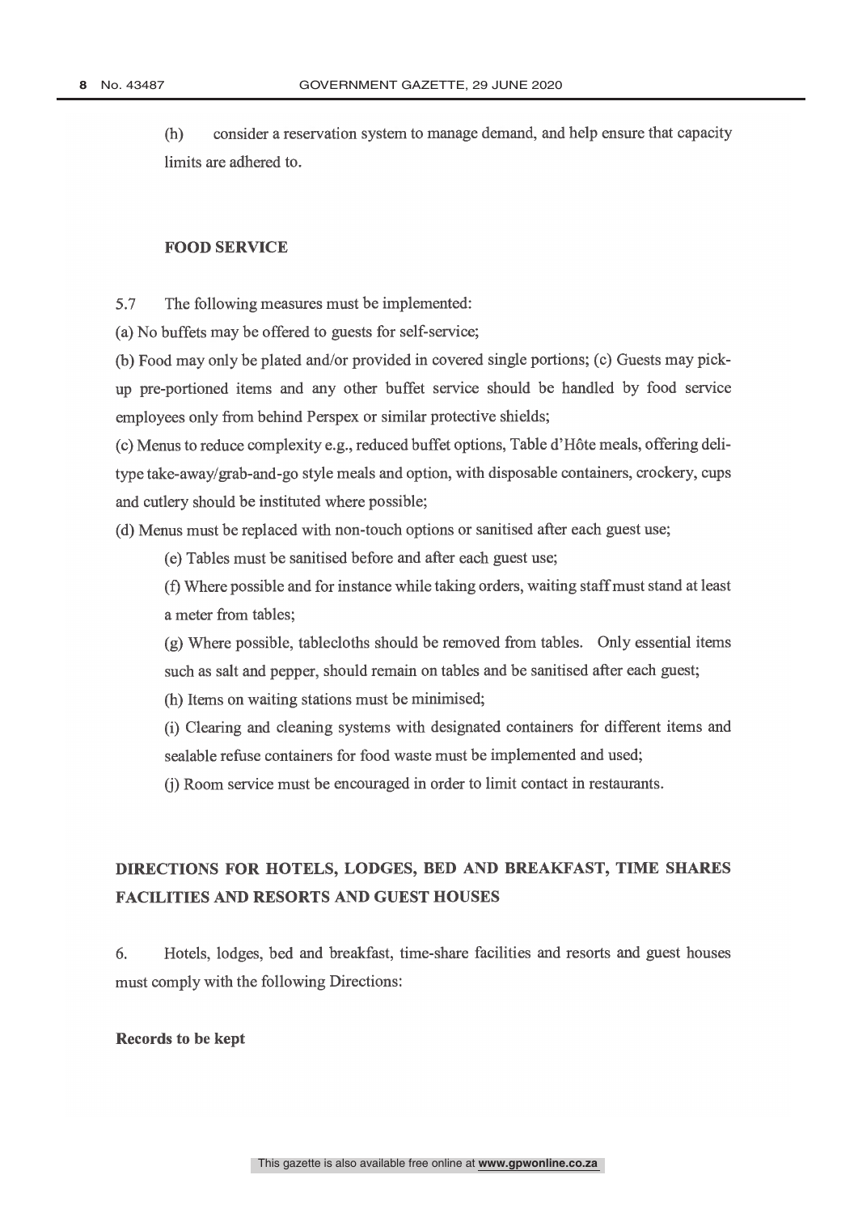(h) consider a reservation system to manage demand, and help ensure that capacity limits are adhered to.

**FOOD SERVICE**

5.7 The following measures must be implemented:

(a) No buffets may be offered to guests for self-service;

(b) Food may only be plated and/or provided in covered single portions; (c) Guests may pick-up pre-portioned items and any other buffet service should be handled by food service employees only from behind Perspex or similar protective shields;

(c) Menus to reduce complexity e.g., reduced buffet options, Table d'Hôte meals, offering deli-type take-away/grab-and-go style meals and option, with disposable containers, crockery, cups and cutlery should be instituted where possible;

(d) Menus must be replaced with non-touch options or sanitised after each guest use;

(e) Tables must be sanitised before and after each guest use;

(f) Where possible and for instance while taking orders, waiting staff must stand at least a meter from tables;

(g) Where possible, tablecloths should be removed from tables. Only essential items such as salt and pepper, should remain on tables and be sanitised after each guest;

(h) Items on waiting stations must be minimised;

(i) Clearing and cleaning systems with designated containers for different items and sealable refuse containers for food waste must be implemented and used;

(j) Room service must be encouraged in order to limit contact in restaurants.

## DIRECTIONS FOR HOTELS, LODGES, BED AND BREAKFAST, TIME SHARES FACILITIES AND RESORTS AND GUEST HOUSES

6. Hotels, lodges, bed and breakfast, time-share facilities and resorts and guest houses must comply with the following Directions:

**Records to be kept**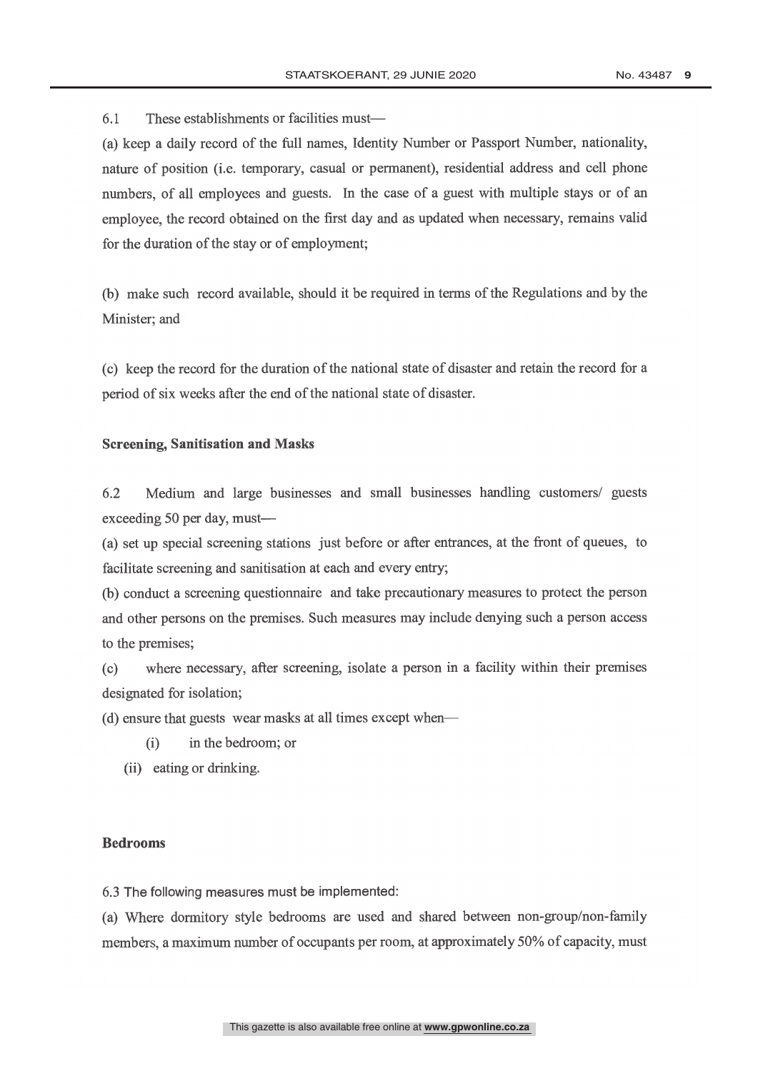6.1 These establishments or facilities must—

(a) keep a daily record of the full names, Identity Number or Passport Number, nationality, nature of position (i.e. temporary, casual or permanent), residential address and cell phone numbers, of all employees and guests. In the case of a guest with multiple stays or of an employee, the record obtained on the first day and as updated when necessary, remains valid for the duration of the stay or of employment;

(b) make such record available, should it be required in terms of the Regulations and by the Minister; and

(c) keep the record for the duration of the national state of disaster and retain the record for a period of six weeks after the end of the national state of disaster.

**Screening, Sanitisation and Masks**

6.2 Medium and large businesses and small businesses handling customers/ guests exceeding 50 per day, must—

(a) set up special screening stations just before or after entrances, at the front of queues, to facilitate screening and sanitisation at each and every entry;

(b) conduct a screening questionnaire and take precautionary measures to protect the person and other persons on the premises. Such measures may include denying such a person access to the premises;

(c) where necessary, after screening, isolate a person in a facility within their premises designated for isolation;

(d) ensure that guests wear masks at all times except when—

(i) in the bedroom; or

(ii) eating or drinking.

**Bedrooms**

6.3 The following measures must be implemented:

(a) Where dormitory style bedrooms are used and shared between non-group/non-family members, a maximum number of occupants per room, at approximately 50% of capacity, must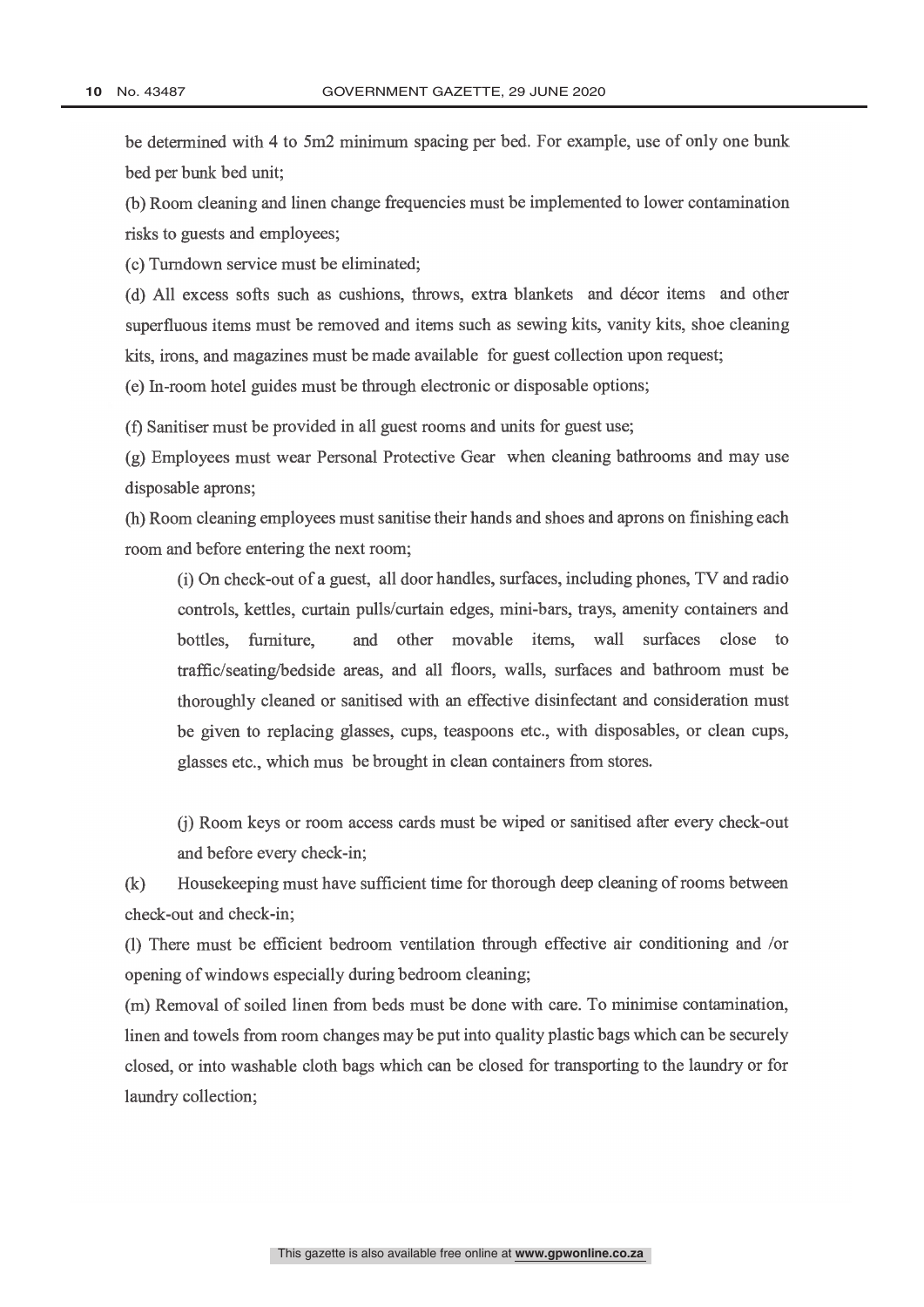be determined with 4 to 5m2 minimum spacing per bed. For example, use of only one bunk bed per bunk bed unit;

(b) Room cleaning and linen change frequencies must be implemented to lower contamination risks to guests and employees;

(c) Turndown service must be eliminated;

(d) All excess softs such as cushions, throws, extra blankets and décor items and other superfluous items must be removed and items such as sewing kits, vanity kits, shoe cleaning kits, irons, and magazines must be made available for guest collection upon request;

(e) In-room hotel guides must be through electronic or disposable options;

(f) Sanitiser must be provided in all guest rooms and units for guest use;

(g) Employees must wear Personal Protective Gear when cleaning bathrooms and may use disposable aprons;

(h) Room cleaning employees must sanitise their hands and shoes and aprons on finishing each room and before entering the next room;

> (i) On check-out of a guest, all door handles, surfaces, including phones, TV and radio controls, kettles, curtain pulls/curtain edges, mini-bars, trays, amenity containers and bottles, furniture, and other movable items, wall surfaces close to traffic/seating/bedside areas, and all floors, walls, surfaces and bathroom must be thoroughly cleaned or sanitised with an effective disinfectant and consideration must be given to replacing glasses, cups, teaspoons etc., with disposables, or clean cups, glasses etc., which mus be brought in clean containers from stores.
>
> (j) Room keys or room access cards must be wiped or sanitised after every check-out and before every check-in;

(k) Housekeeping must have sufficient time for thorough deep cleaning of rooms between check-out and check-in;

(l) There must be efficient bedroom ventilation through effective air conditioning and /or opening of windows especially during bedroom cleaning;

(m) Removal of soiled linen from beds must be done with care. To minimise contamination, linen and towels from room changes may be put into quality plastic bags which can be securely closed, or into washable cloth bags which can be closed for transporting to the laundry or for laundry collection;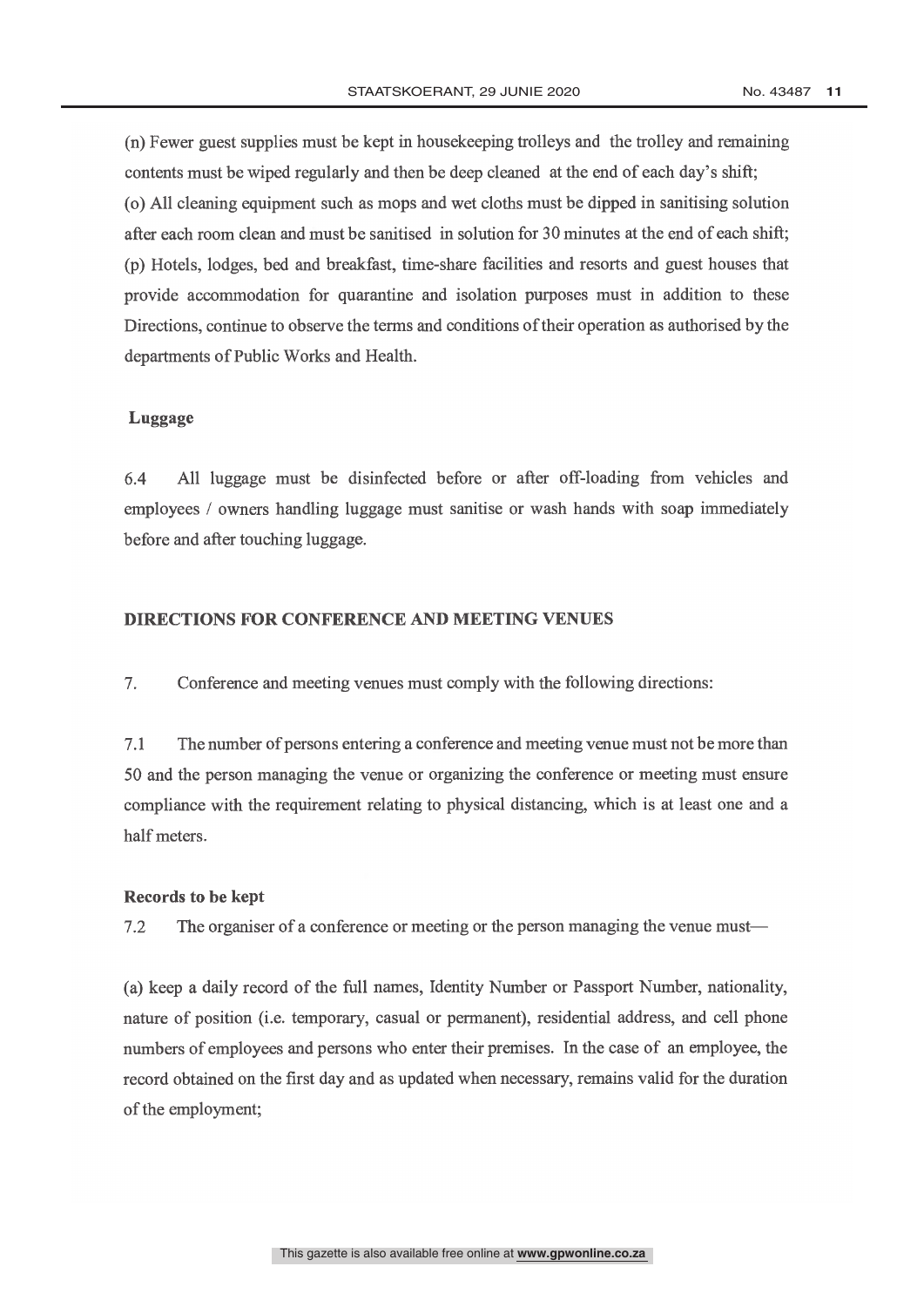(n) Fewer guest supplies must be kept in housekeeping trolleys and the trolley and remaining contents must be wiped regularly and then be deep cleaned at the end of each day's shift;

(o) All cleaning equipment such as mops and wet cloths must be dipped in sanitising solution after each room clean and must be sanitised in solution for 30 minutes at the end of each shift;

(p) Hotels, lodges, bed and breakfast, time-share facilities and resorts and guest houses that provide accommodation for quarantine and isolation purposes must in addition to these Directions, continue to observe the terms and conditions of their operation as authorised by the departments of Public Works and Health.

**Luggage**

6.4 All luggage must be disinfected before or after off-loading from vehicles and employees / owners handling luggage must sanitise or wash hands with soap immediately before and after touching luggage.

## DIRECTIONS FOR CONFERENCE AND MEETING VENUES

7. Conference and meeting venues must comply with the following directions:

7.1 The number of persons entering a conference and meeting venue must not be more than 50 and the person managing the venue or organizing the conference or meeting must ensure compliance with the requirement relating to physical distancing, which is at least one and a half meters.

**Records to be kept**

7.2 The organiser of a conference or meeting or the person managing the venue must—

(a) keep a daily record of the full names, Identity Number or Passport Number, nationality, nature of position (i.e. temporary, casual or permanent), residential address, and cell phone numbers of employees and persons who enter their premises. In the case of an employee, the record obtained on the first day and as updated when necessary, remains valid for the duration of the employment;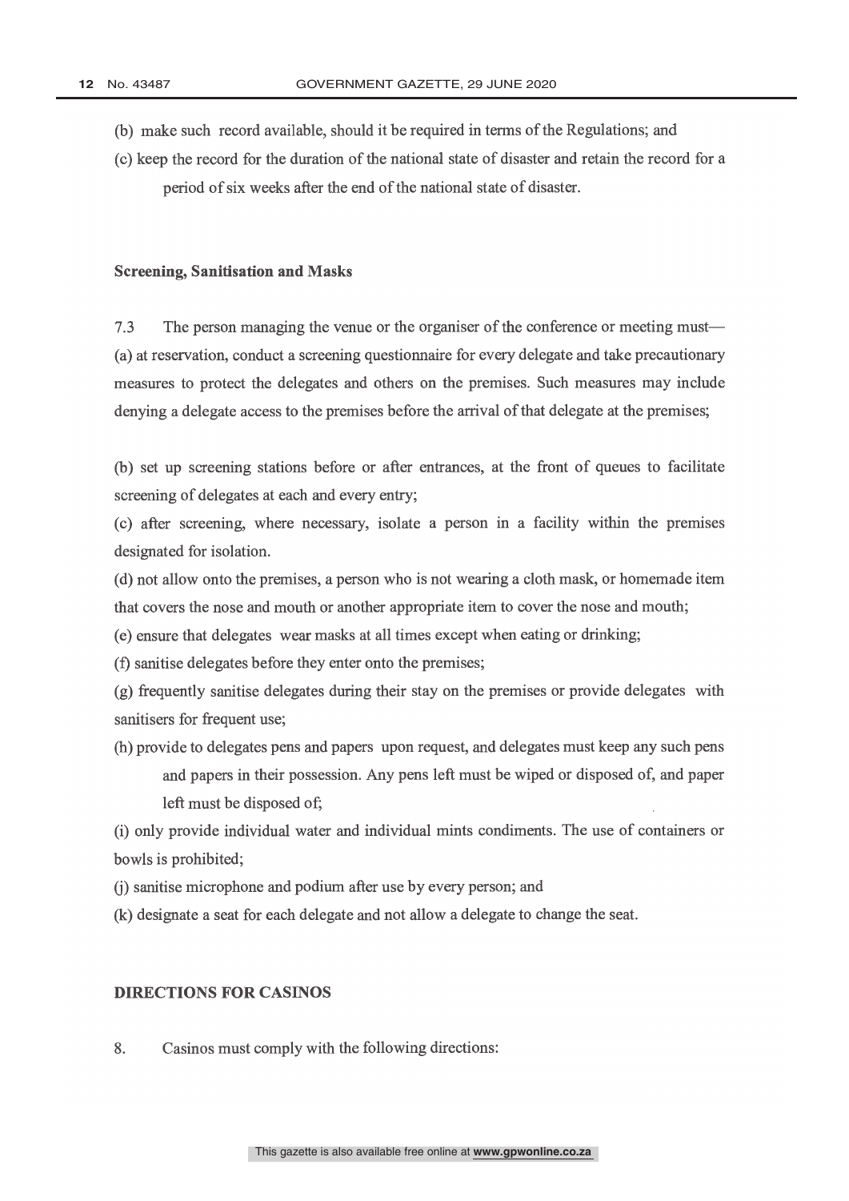(b) make such record available, should it be required in terms of the Regulations; and

(c) keep the record for the duration of the national state of disaster and retain the record for a period of six weeks after the end of the national state of disaster.

**Screening, Sanitisation and Masks**

7.3 The person managing the venue or the organiser of the conference or meeting must—

(a) at reservation, conduct a screening questionnaire for every delegate and take precautionary measures to protect the delegates and others on the premises. Such measures may include denying a delegate access to the premises before the arrival of that delegate at the premises;

(b) set up screening stations before or after entrances, at the front of queues to facilitate screening of delegates at each and every entry;

(c) after screening, where necessary, isolate a person in a facility within the premises designated for isolation.

(d) not allow onto the premises, a person who is not wearing a cloth mask, or homemade item that covers the nose and mouth or another appropriate item to cover the nose and mouth;

(e) ensure that delegates wear masks at all times except when eating or drinking;

(f) sanitise delegates before they enter onto the premises;

(g) frequently sanitise delegates during their stay on the premises or provide delegates with sanitisers for frequent use;

(h) provide to delegates pens and papers upon request, and delegates must keep any such pens and papers in their possession. Any pens left must be wiped or disposed of, and paper left must be disposed of;

(i) only provide individual water and individual mints condiments. The use of containers or bowls is prohibited;

(j) sanitise microphone and podium after use by every person; and

(k) designate a seat for each delegate and not allow a delegate to change the seat.

**DIRECTIONS FOR CASINOS**

8. Casinos must comply with the following directions: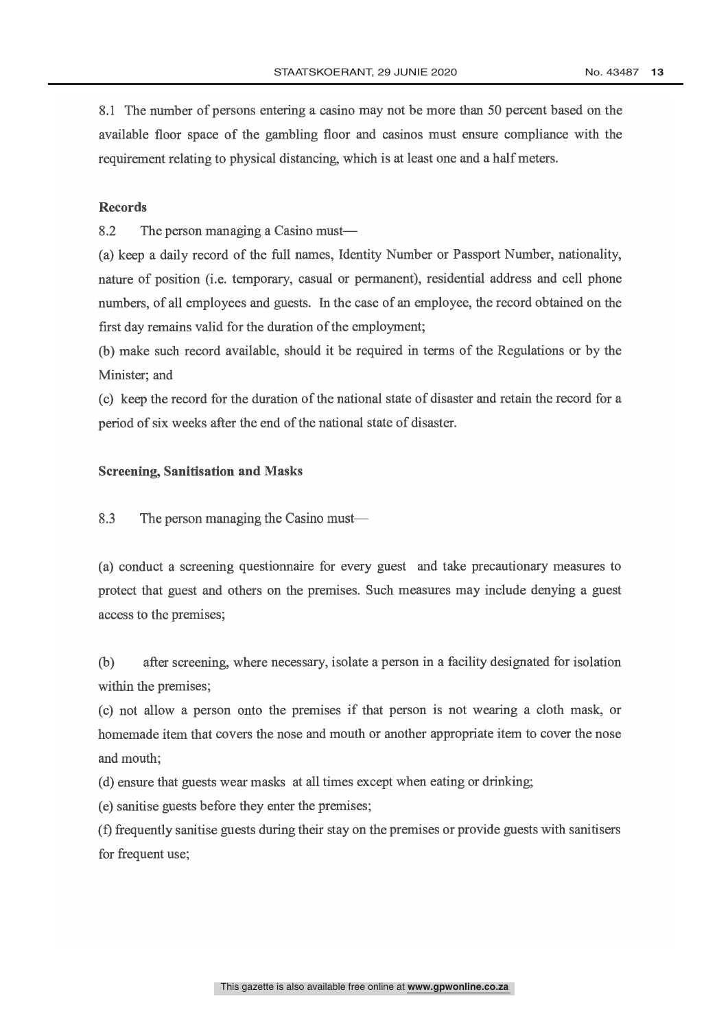8.1 The number of persons entering a casino may not be more than 50 percent based on the available floor space of the gambling floor and casinos must ensure compliance with the requirement relating to physical distancing, which is at least one and a half meters.

**Records**

8.2 The person managing a Casino must—

(a) keep a daily record of the full names, Identity Number or Passport Number, nationality, nature of position (i.e. temporary, casual or permanent), residential address and cell phone numbers, of all employees and guests. In the case of an employee, the record obtained on the first day remains valid for the duration of the employment;

(b) make such record available, should it be required in terms of the Regulations or by the Minister; and

(c) keep the record for the duration of the national state of disaster and retain the record for a period of six weeks after the end of the national state of disaster.

**Screening, Sanitisation and Masks**

8.3 The person managing the Casino must—

(a) conduct a screening questionnaire for every guest and take precautionary measures to protect that guest and others on the premises. Such measures may include denying a guest access to the premises;

(b) after screening, where necessary, isolate a person in a facility designated for isolation within the premises;

(c) not allow a person onto the premises if that person is not wearing a cloth mask, or homemade item that covers the nose and mouth or another appropriate item to cover the nose and mouth;

(d) ensure that guests wear masks at all times except when eating or drinking;

(e) sanitise guests before they enter the premises;

(f) frequently sanitise guests during their stay on the premises or provide guests with sanitisers for frequent use;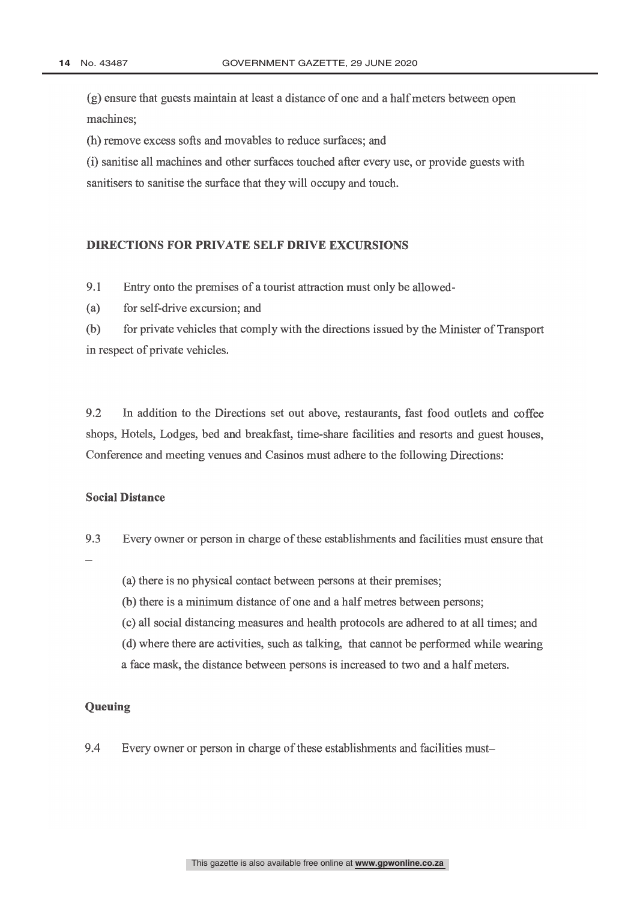(g) ensure that guests maintain at least a distance of one and a half meters between open machines;

(h) remove excess softs and movables to reduce surfaces; and

(i) sanitise all machines and other surfaces touched after every use, or provide guests with sanitisers to sanitise the surface that they will occupy and touch.

## DIRECTIONS FOR PRIVATE SELF DRIVE EXCURSIONS

9.1 Entry onto the premises of a tourist attraction must only be allowed-

(a) for self-drive excursion; and

(b) for private vehicles that comply with the directions issued by the Minister of Transport in respect of private vehicles.

9.2 In addition to the Directions set out above, restaurants, fast food outlets and coffee shops, Hotels, Lodges, bed and breakfast, time-share facilities and resorts and guest houses, Conference and meeting venues and Casinos must adhere to the following Directions:

### Social Distance

9.3 Every owner or person in charge of these establishments and facilities must ensure that –

(a) there is no physical contact between persons at their premises;

(b) there is a minimum distance of one and a half metres between persons;

(c) all social distancing measures and health protocols are adhered to at all times; and

(d) where there are activities, such as talking, that cannot be performed while wearing a face mask, the distance between persons is increased to two and a half meters.

### Queuing

9.4 Every owner or person in charge of these establishments and facilities must–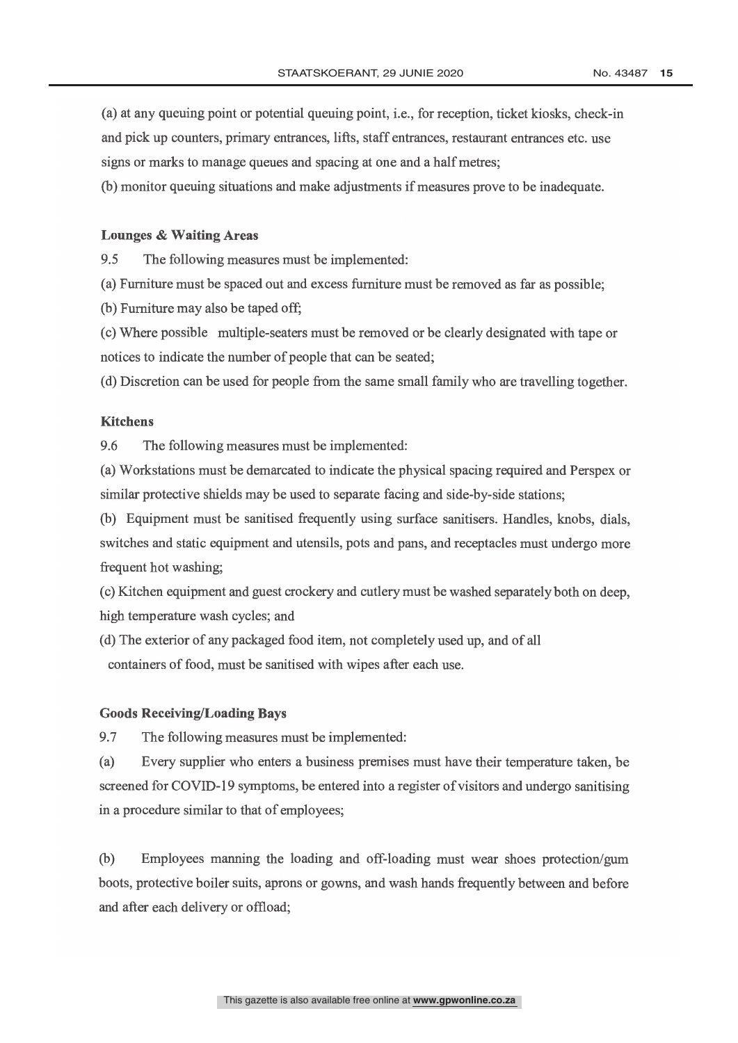(a) at any queuing point or potential queuing point, i.e., for reception, ticket kiosks, check-in and pick up counters, primary entrances, lifts, staff entrances, restaurant entrances etc. use signs or marks to manage queues and spacing at one and a half metres;

(b) monitor queuing situations and make adjustments if measures prove to be inadequate.

**Lounges & Waiting Areas**

9.5 The following measures must be implemented:

(a) Furniture must be spaced out and excess furniture must be removed as far as possible;

(b) Furniture may also be taped off;

(c) Where possible multiple-seaters must be removed or be clearly designated with tape or notices to indicate the number of people that can be seated;

(d) Discretion can be used for people from the same small family who are travelling together.

**Kitchens**

9.6 The following measures must be implemented:

(a) Workstations must be demarcated to indicate the physical spacing required and Perspex or similar protective shields may be used to separate facing and side-by-side stations;

(b) Equipment must be sanitised frequently using surface sanitisers. Handles, knobs, dials, switches and static equipment and utensils, pots and pans, and receptacles must undergo more frequent hot washing;

(c) Kitchen equipment and guest crockery and cutlery must be washed separately both on deep, high temperature wash cycles; and

(d) The exterior of any packaged food item, not completely used up, and of all containers of food, must be sanitised with wipes after each use.

**Goods Receiving/Loading Bays**

9.7 The following measures must be implemented:

(a) Every supplier who enters a business premises must have their temperature taken, be screened for COVID-19 symptoms, be entered into a register of visitors and undergo sanitising in a procedure similar to that of employees;

(b) Employees manning the loading and off-loading must wear shoes protection/gum boots, protective boiler suits, aprons or gowns, and wash hands frequently between and before and after each delivery or offload;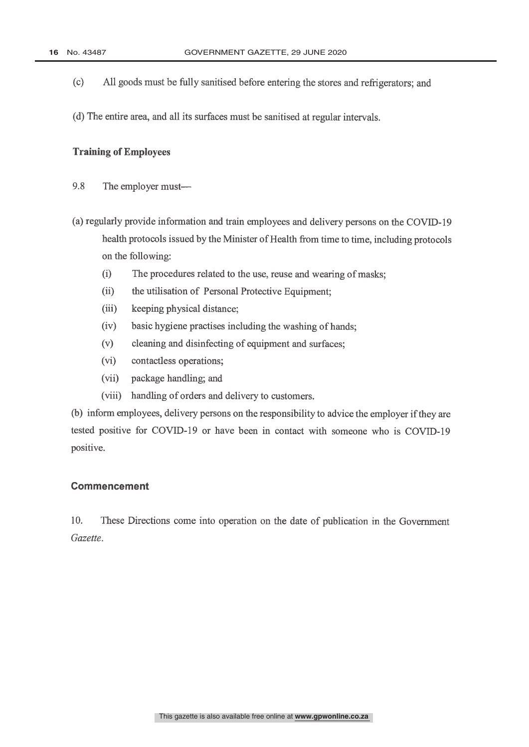(c) All goods must be fully sanitised before entering the stores and refrigerators; and

(d) The entire area, and all its surfaces must be sanitised at regular intervals.

**Training of Employees**

9.8 The employer must—

(a) regularly provide information and train employees and delivery persons on the COVID-19 health protocols issued by the Minister of Health from time to time, including protocols on the following:

- (i) The procedures related to the use, reuse and wearing of masks;
- (ii) the utilisation of Personal Protective Equipment;
- (iii) keeping physical distance;
- (iv) basic hygiene practises including the washing of hands;
- (v) cleaning and disinfecting of equipment and surfaces;
- (vi) contactless operations;
- (vii) package handling; and
- (viii) handling of orders and delivery to customers.

(b) inform employees, delivery persons on the responsibility to advice the employer if they are tested positive for COVID-19 or have been in contact with someone who is COVID-19 positive.

## Commencement

10. These Directions come into operation on the date of publication in the Government *Gazette*.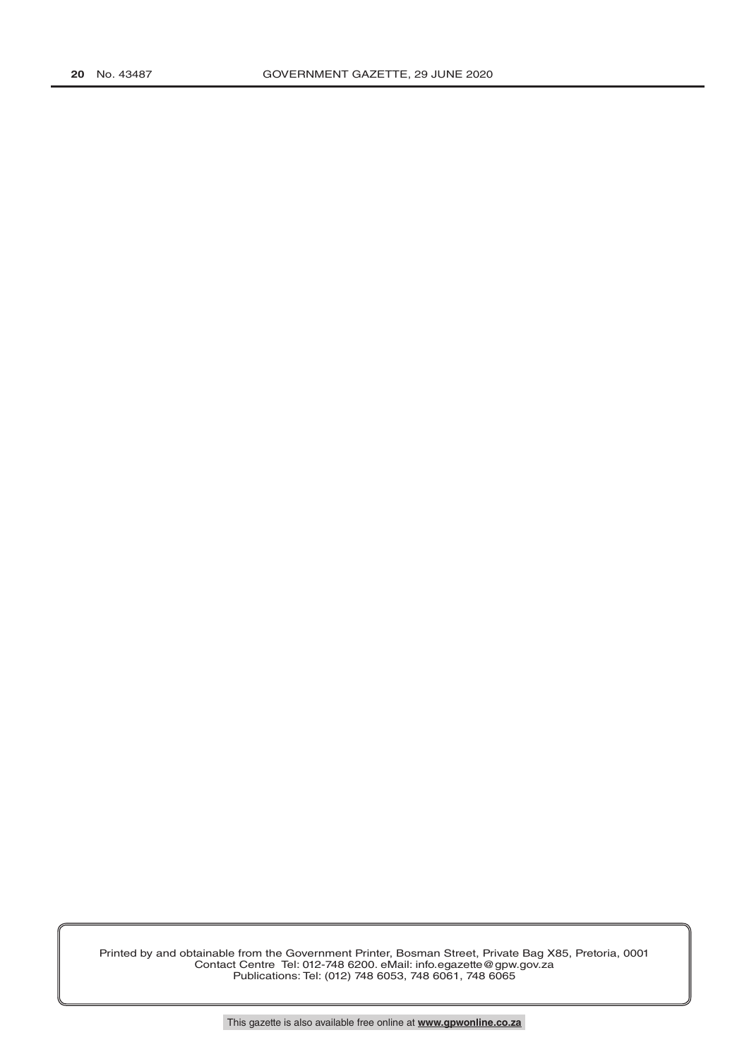Printed by and obtainable from the Government Printer, Bosman Street, Private Bag X85, Pretoria, 0001
Contact Centre Tel: 012-748 6200. eMail: info.egazette@gpw.gov.za
Publications: Tel: (012) 748 6053, 748 6061, 748 6065